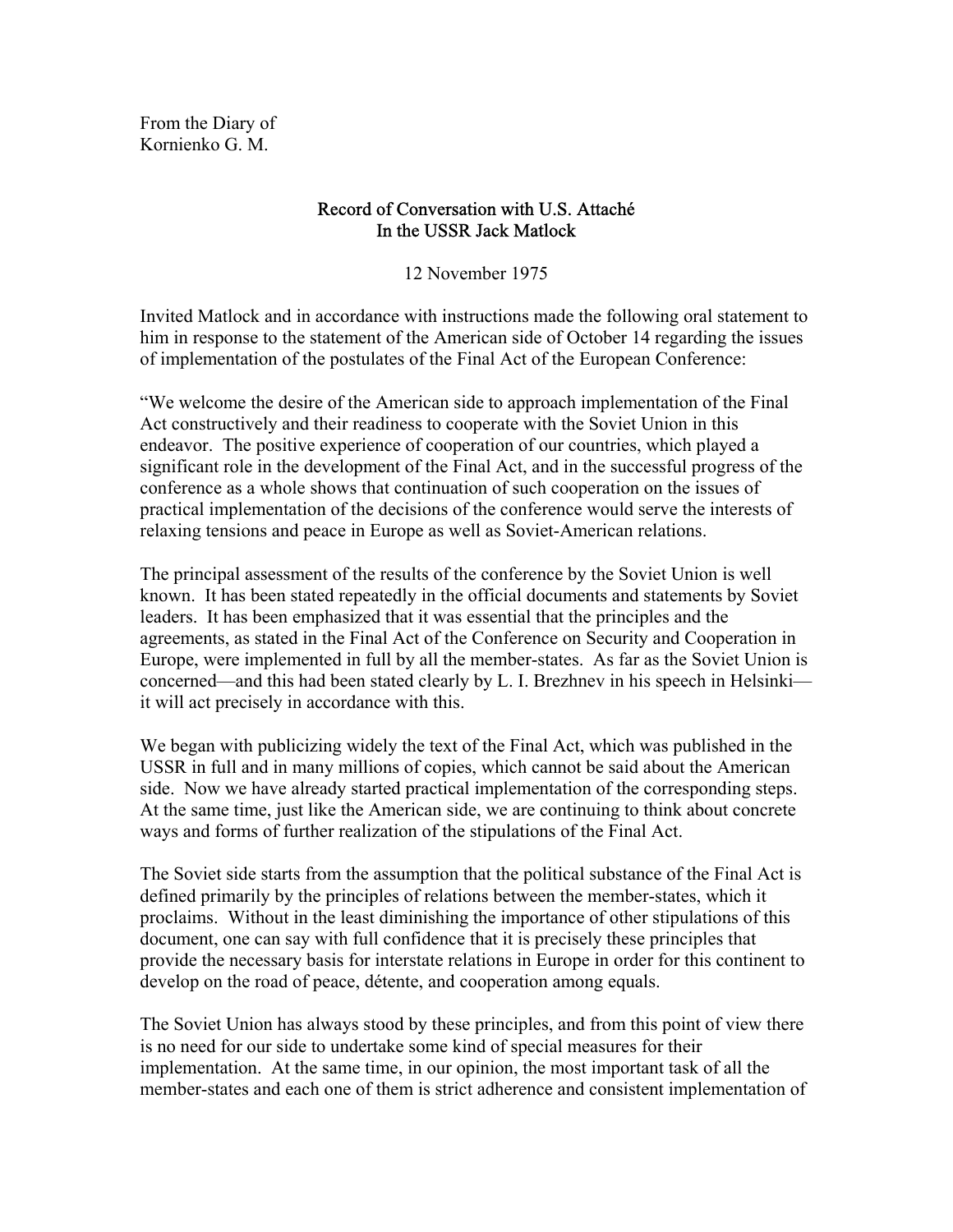From the Diary of
Kornienko G. M.

## Record of Conversation with U.S. Attaché In the USSR Jack Matlock

12 November 1975

Invited Matlock and in accordance with instructions made the following oral statement to him in response to the statement of the American side of October 14 regarding the issues of implementation of the postulates of the Final Act of the European Conference:

"We welcome the desire of the American side to approach implementation of the Final Act constructively and their readiness to cooperate with the Soviet Union in this endeavor. The positive experience of cooperation of our countries, which played a significant role in the development of the Final Act, and in the successful progress of the conference as a whole shows that continuation of such cooperation on the issues of practical implementation of the decisions of the conference would serve the interests of relaxing tensions and peace in Europe as well as Soviet-American relations.

The principal assessment of the results of the conference by the Soviet Union is well known. It has been stated repeatedly in the official documents and statements by Soviet leaders. It has been emphasized that it was essential that the principles and the agreements, as stated in the Final Act of the Conference on Security and Cooperation in Europe, were implemented in full by all the member-states. As far as the Soviet Union is concerned—and this had been stated clearly by L. I. Brezhnev in his speech in Helsinki—it will act precisely in accordance with this.

We began with publicizing widely the text of the Final Act, which was published in the USSR in full and in many millions of copies, which cannot be said about the American side. Now we have already started practical implementation of the corresponding steps. At the same time, just like the American side, we are continuing to think about concrete ways and forms of further realization of the stipulations of the Final Act.

The Soviet side starts from the assumption that the political substance of the Final Act is defined primarily by the principles of relations between the member-states, which it proclaims. Without in the least diminishing the importance of other stipulations of this document, one can say with full confidence that it is precisely these principles that provide the necessary basis for interstate relations in Europe in order for this continent to develop on the road of peace, détente, and cooperation among equals.

The Soviet Union has always stood by these principles, and from this point of view there is no need for our side to undertake some kind of special measures for their implementation. At the same time, in our opinion, the most important task of all the member-states and each one of them is strict adherence and consistent implementation of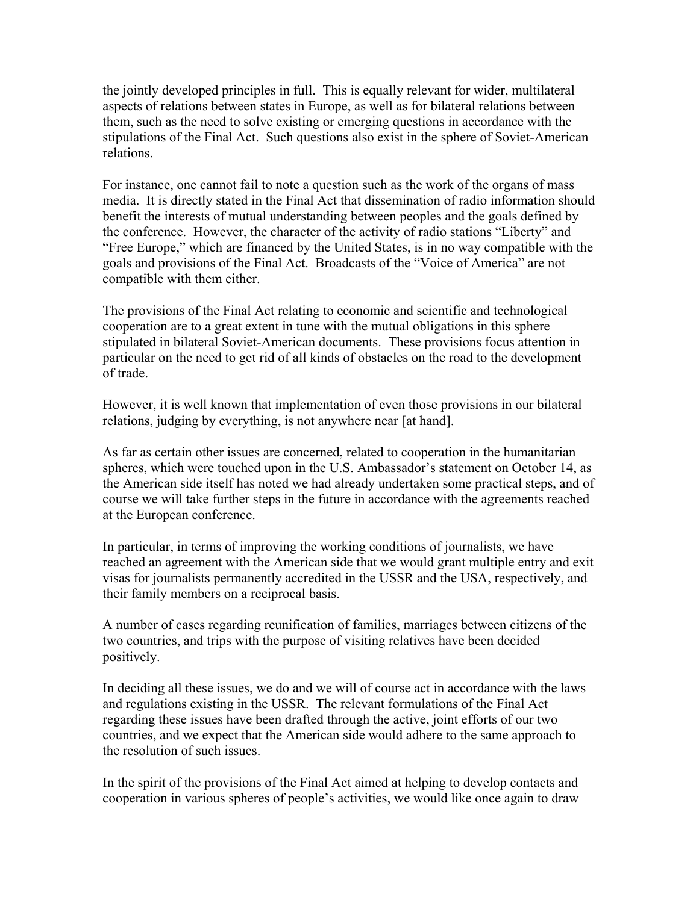the jointly developed principles in full. This is equally relevant for wider, multilateral aspects of relations between states in Europe, as well as for bilateral relations between them, such as the need to solve existing or emerging questions in accordance with the stipulations of the Final Act. Such questions also exist in the sphere of Soviet-American relations.

For instance, one cannot fail to note a question such as the work of the organs of mass media. It is directly stated in the Final Act that dissemination of radio information should benefit the interests of mutual understanding between peoples and the goals defined by the conference. However, the character of the activity of radio stations "Liberty" and "Free Europe," which are financed by the United States, is in no way compatible with the goals and provisions of the Final Act. Broadcasts of the "Voice of America" are not compatible with them either.

The provisions of the Final Act relating to economic and scientific and technological cooperation are to a great extent in tune with the mutual obligations in this sphere stipulated in bilateral Soviet-American documents. These provisions focus attention in particular on the need to get rid of all kinds of obstacles on the road to the development of trade.

However, it is well known that implementation of even those provisions in our bilateral relations, judging by everything, is not anywhere near [at hand].

As far as certain other issues are concerned, related to cooperation in the humanitarian spheres, which were touched upon in the U.S. Ambassador's statement on October 14, as the American side itself has noted we had already undertaken some practical steps, and of course we will take further steps in the future in accordance with the agreements reached at the European conference.

In particular, in terms of improving the working conditions of journalists, we have reached an agreement with the American side that we would grant multiple entry and exit visas for journalists permanently accredited in the USSR and the USA, respectively, and their family members on a reciprocal basis.

A number of cases regarding reunification of families, marriages between citizens of the two countries, and trips with the purpose of visiting relatives have been decided positively.

In deciding all these issues, we do and we will of course act in accordance with the laws and regulations existing in the USSR. The relevant formulations of the Final Act regarding these issues have been drafted through the active, joint efforts of our two countries, and we expect that the American side would adhere to the same approach to the resolution of such issues.

In the spirit of the provisions of the Final Act aimed at helping to develop contacts and cooperation in various spheres of people's activities, we would like once again to draw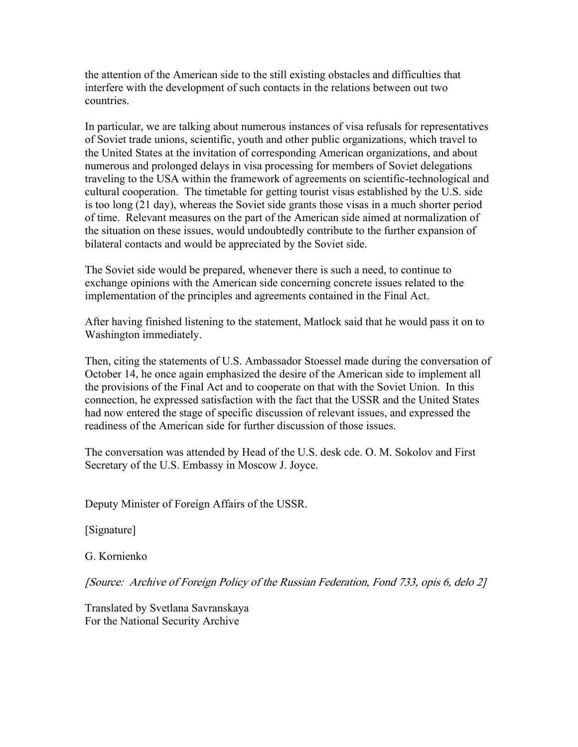the attention of the American side to the still existing obstacles and difficulties that interfere with the development of such contacts in the relations between out two countries.

In particular, we are talking about numerous instances of visa refusals for representatives of Soviet trade unions, scientific, youth and other public organizations, which travel to the United States at the invitation of corresponding American organizations, and about numerous and prolonged delays in visa processing for members of Soviet delegations traveling to the USA within the framework of agreements on scientific-technological and cultural cooperation. The timetable for getting tourist visas established by the U.S. side is too long (21 day), whereas the Soviet side grants those visas in a much shorter period of time. Relevant measures on the part of the American side aimed at normalization of the situation on these issues, would undoubtedly contribute to the further expansion of bilateral contacts and would be appreciated by the Soviet side.

The Soviet side would be prepared, whenever there is such a need, to continue to exchange opinions with the American side concerning concrete issues related to the implementation of the principles and agreements contained in the Final Act.

After having finished listening to the statement, Matlock said that he would pass it on to Washington immediately.

Then, citing the statements of U.S. Ambassador Stoessel made during the conversation of October 14, he once again emphasized the desire of the American side to implement all the provisions of the Final Act and to cooperate on that with the Soviet Union. In this connection, he expressed satisfaction with the fact that the USSR and the United States had now entered the stage of specific discussion of relevant issues, and expressed the readiness of the American side for further discussion of those issues.

The conversation was attended by Head of the U.S. desk cde. O. M. Sokolov and First Secretary of the U.S. Embassy in Moscow J. Joyce.

Deputy Minister of Foreign Affairs of the USSR.

[Signature]

G. Kornienko

*[Source: Archive of Foreign Policy of the Russian Federation, Fond 733, opis 6, delo 2]*

Translated by Svetlana Savranskaya
For the National Security Archive